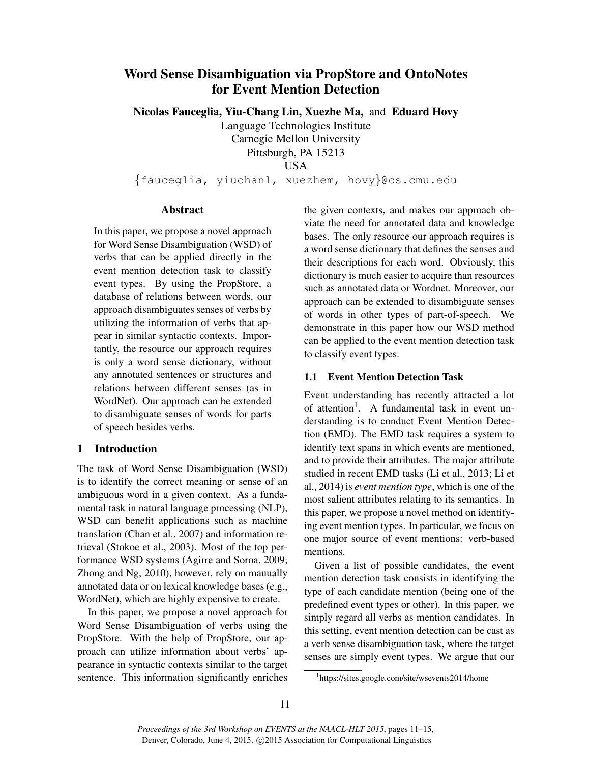# Word Sense Disambiguation via PropStore and OntoNotes for Event Mention Detection

**Nicolas Fauceglia, Yiu-Chang Lin, Xuezhe Ma,** and **Eduard Hovy**

Language Technologies Institute
Carnegie Mellon University
Pittsburgh, PA 15213
USA

{fauceglia, yiuchanl, xuezhem, hovy}@cs.cmu.edu

## Abstract

In this paper, we propose a novel approach for Word Sense Disambiguation (WSD) of verbs that can be applied directly in the event mention detection task to classify event types. By using the PropStore, a database of relations between words, our approach disambiguates senses of verbs by utilizing the information of verbs that appear in similar syntactic contexts. Importantly, the resource our approach requires is only a word sense dictionary, without any annotated sentences or structures and relations between different senses (as in WordNet). Our approach can be extended to disambiguate senses of words for parts of speech besides verbs.

## 1 Introduction

The task of Word Sense Disambiguation (WSD) is to identify the correct meaning or sense of an ambiguous word in a given context. As a fundamental task in natural language processing (NLP), WSD can benefit applications such as machine translation (Chan et al., 2007) and information retrieval (Stokoe et al., 2003). Most of the top performance WSD systems (Agirre and Soroa, 2009; Zhong and Ng, 2010), however, rely on manually annotated data or on lexical knowledge bases (e.g., WordNet), which are highly expensive to create.

In this paper, we propose a novel approach for Word Sense Disambiguation of verbs using the PropStore. With the help of PropStore, our approach can utilize information about verbs' appearance in syntactic contexts similar to the target sentence. This information significantly enriches the given contexts, and makes our approach obviate the need for annotated data and knowledge bases. The only resource our approach requires is a word sense dictionary that defines the senses and their descriptions for each word. Obviously, this dictionary is much easier to acquire than resources such as annotated data or Wordnet. Moreover, our approach can be extended to disambiguate senses of words in other types of part-of-speech. We demonstrate in this paper how our WSD method can be applied to the event mention detection task to classify event types.

### 1.1 Event Mention Detection Task

Event understanding has recently attracted a lot of attention[1]. A fundamental task in event understanding is to conduct Event Mention Detection (EMD). The EMD task requires a system to identify text spans in which events are mentioned, and to provide their attributes. The major attribute studied in recent EMD tasks (Li et al., 2013; Li et al., 2014) is *event mention type*, which is one of the most salient attributes relating to its semantics. In this paper, we propose a novel method on identifying event mention types. In particular, we focus on one major source of event mentions: verb-based mentions.

Given a list of possible candidates, the event mention detection task consists in identifying the type of each candidate mention (being one of the predefined event types or other). In this paper, we simply regard all verbs as mention candidates. In this setting, event mention detection can be cast as a verb sense disambiguation task, where the target senses are simply event types. We argue that our

[1] https://sites.google.com/site/wsevents2014/home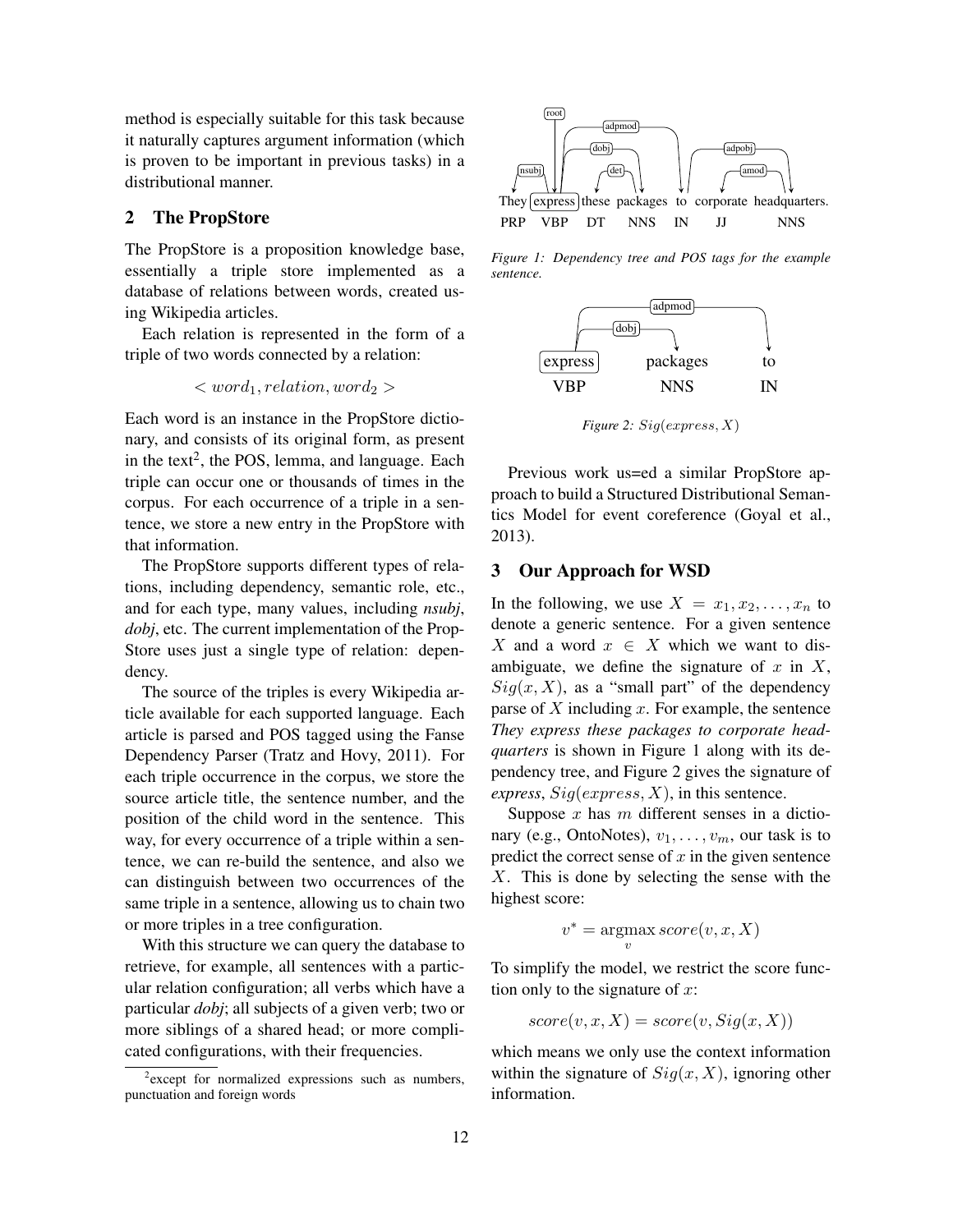method is especially suitable for this task because it naturally captures argument information (which is proven to be important in previous tasks) in a distributional manner.

## 2 The PropStore

The PropStore is a proposition knowledge base, essentially a triple store implemented as a database of relations between words, created using Wikipedia articles.

Each relation is represented in the form of a triple of two words connected by a relation:

$$< word_1, relation, word_2 >$$

Each word is an instance in the PropStore dictionary, and consists of its original form, as present in the text[2], the POS, lemma, and language. Each triple can occur one or thousands of times in the corpus. For each occurrence of a triple in a sentence, we store a new entry in the PropStore with that information.

The PropStore supports different types of relations, including dependency, semantic role, etc., and for each type, many values, including *nsubj*, *dobj*, etc. The current implementation of the PropStore uses just a single type of relation: dependency.

The source of the triples is every Wikipedia article available for each supported language. Each article is parsed and POS tagged using the Fanse Dependency Parser (Tratz and Hovy, 2011). For each triple occurrence in the corpus, we store the source article title, the sentence number, and the position of the child word in the sentence. This way, for every occurrence of a triple within a sentence, we can re-build the sentence, and also we can distinguish between two occurrences of the same triple in a sentence, allowing us to chain two or more triples in a tree configuration.

With this structure we can query the database to retrieve, for example, all sentences with a particular relation configuration; all verbs which have a particular *dobj*; all subjects of a given verb; two or more siblings of a shared head; or more complicated configurations, with their frequencies.

[2] except for normalized expressions such as numbers, punctuation and foreign words

*Figure 1: Dependency tree and POS tags for the example sentence.*

*Figure 2: $Sig(express, X)$*

Previous work us=ed a similar PropStore approach to build a Structured Distributional Semantics Model for event coreference (Goyal et al., 2013).

## 3 Our Approach for WSD

In the following, we use $X = x_1, x_2, \dots, x_n$ to denote a generic sentence. For a given sentence $X$ and a word $x \in X$ which we want to disambiguate, we define the signature of $x$ in $X$, $Sig(x, X)$, as a "small part" of the dependency parse of $X$ including $x$. For example, the sentence *They express these packages to corporate headquarters* is shown in Figure 1 along with its dependency tree, and Figure 2 gives the signature of *express*, $Sig(express, X)$, in this sentence.

Suppose $x$ has $m$ different senses in a dictionary (e.g., OntoNotes), $v_1, \dots, v_m$, our task is to predict the correct sense of $x$ in the given sentence $X$. This is done by selecting the sense with the highest score:

$$v^* = \operatorname*{argmax}_v score(v, x, X)$$

To simplify the model, we restrict the score function only to the signature of $x$:

$$score(v, x, X) = score(v, Sig(x, X))$$

which means we only use the context information within the signature of $Sig(x, X)$, ignoring other information.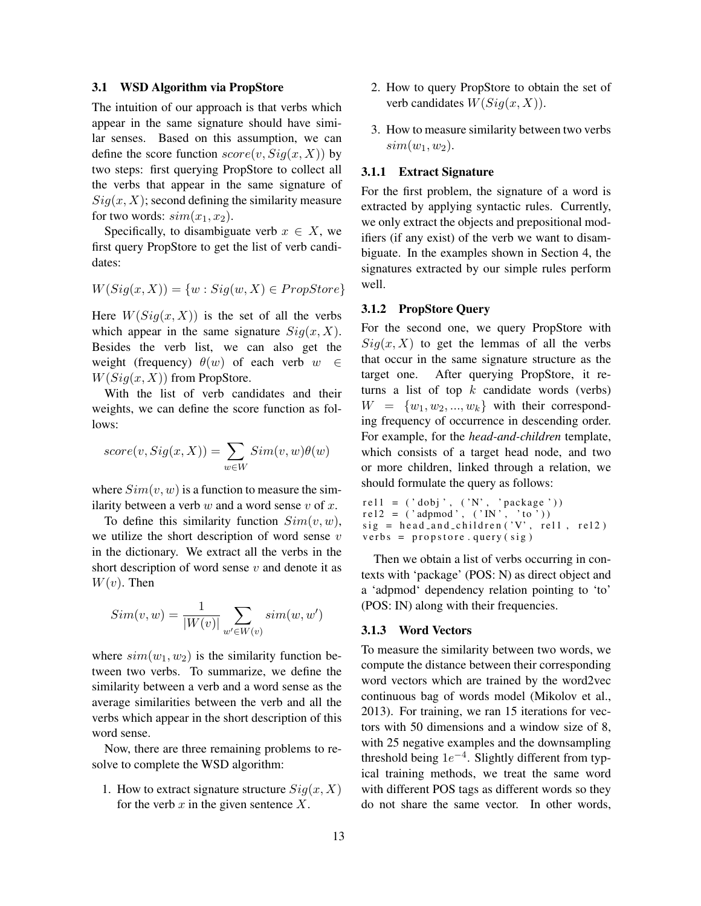### 3.1 WSD Algorithm via PropStore

The intuition of our approach is that verbs which appear in the same signature should have similar senses. Based on this assumption, we can define the score function $score(v, Sig(x, X))$ by two steps: first querying PropStore to collect all the verbs that appear in the same signature of $Sig(x, X)$; second defining the similarity measure for two words: $sim(x_1, x_2)$.

Specifically, to disambiguate verb $x \in X$, we first query PropStore to get the list of verb candidates:

$$W(Sig(x, X)) = \{w : Sig(w, X) \in PropStore\}$$

Here $W(Sig(x, X))$ is the set of all the verbs which appear in the same signature $Sig(x, X)$. Besides the verb list, we can also get the weight (frequency) $\theta(w)$ of each verb $w \in W(Sig(x, X))$ from PropStore.

With the list of verb candidates and their weights, we can define the score function as follows:

$$score(v, Sig(x, X)) = \sum_{w \in W} Sim(v, w)\theta(w)$$

where $Sim(v, w)$ is a function to measure the similarity between a verb $w$ and a word sense $v$ of $x$.

To define this similarity function $Sim(v, w)$, we utilize the short description of word sense $v$ in the dictionary. We extract all the verbs in the short description of word sense $v$ and denote it as $W(v)$. Then

$$Sim(v, w) = \frac{1}{|W(v)|} \sum_{w' \in W(v)} sim(w, w')$$

where $sim(w_1, w_2)$ is the similarity function between two verbs. To summarize, we define the similarity between a verb and a word sense as the average similarities between the verb and all the verbs which appear in the short description of this word sense.

Now, there are three remaining problems to resolve to complete the WSD algorithm:

1. How to extract signature structure $Sig(x, X)$ for the verb $x$ in the given sentence $X$.
2. How to query PropStore to obtain the set of verb candidates $W(Sig(x, X))$.
3. How to measure similarity between two verbs $sim(w_1, w_2)$.

#### 3.1.1 Extract Signature

For the first problem, the signature of a word is extracted by applying syntactic rules. Currently, we only extract the objects and prepositional modifiers (if any exist) of the verb we want to disambiguate. In the examples shown in Section 4, the signatures extracted by our simple rules perform well.

#### 3.1.2 PropStore Query

For the second one, we query PropStore with $Sig(x, X)$ to get the lemmas of all the verbs that occur in the same signature structure as the target one. After querying PropStore, it returns a list of top $k$ candidate words (verbs) $W = \{w_1, w_2, ..., w_k\}$ with their corresponding frequency of occurrence in descending order. For example, for the *head-and-children* template, which consists of a target head node, and two or more children, linked through a relation, we should formulate the query as follows:

```
rel1 = ('dobj', ('N', 'package'))
rel2 = ('adpmod', ('IN', 'to'))
sig = head_and_children('V', rel1, rel2)
verbs = propstore.query(sig)
```

Then we obtain a list of verbs occurring in contexts with 'package' (POS: N) as direct object and a 'adpmod' dependency relation pointing to 'to' (POS: IN) along with their frequencies.

#### 3.1.3 Word Vectors

To measure the similarity between two words, we compute the distance between their corresponding word vectors which are trained by the word2vec continuous bag of words model (Mikolov et al., 2013). For training, we ran 15 iterations for vectors with 50 dimensions and a window size of 8, with 25 negative examples and the downsampling threshold being $1e^{-4}$. Slightly different from typical training methods, we treat the same word with different POS tags as different words so they do not share the same vector. In other words,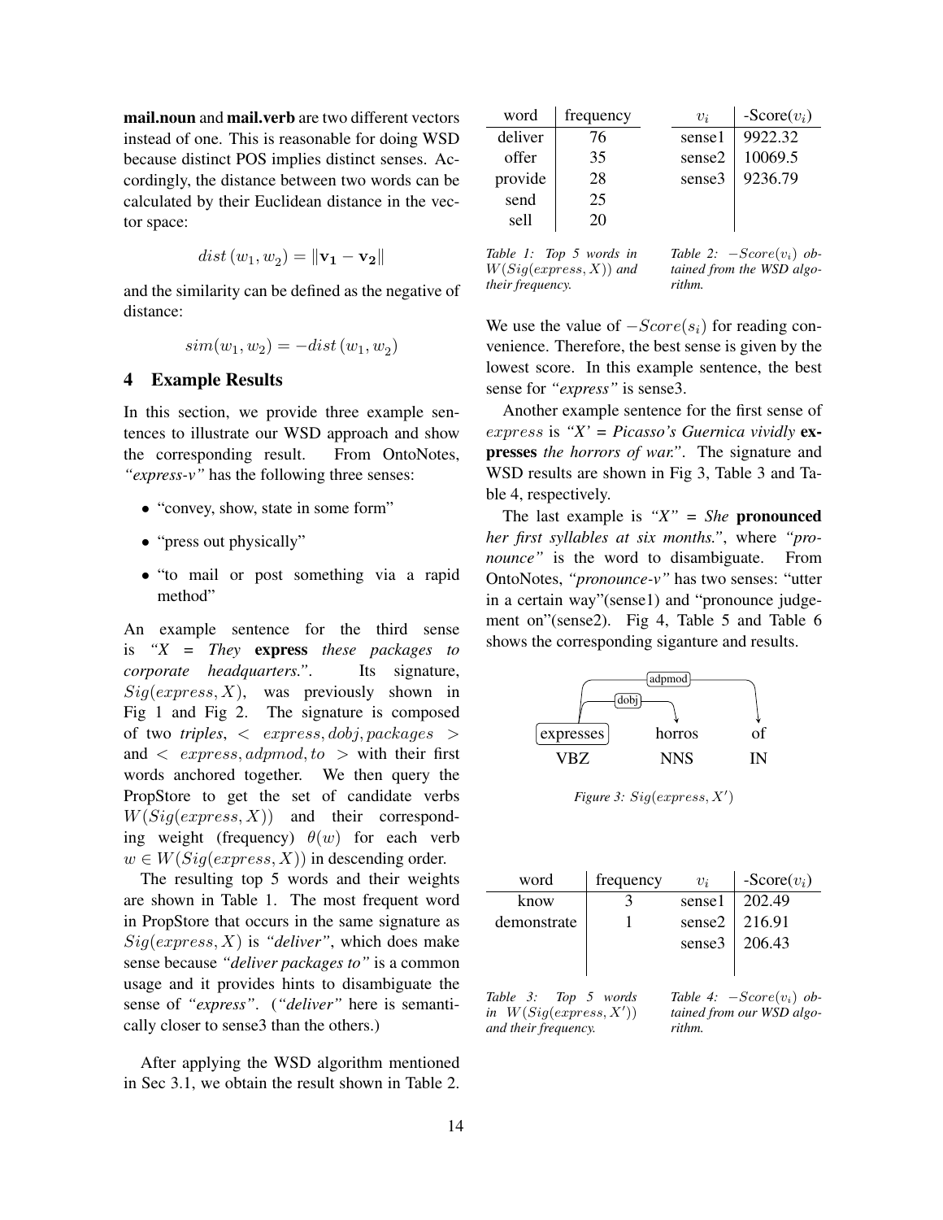**mail.noun** and **mail.verb** are two different vectors instead of one. This is reasonable for doing WSD because distinct POS implies distinct senses. Accordingly, the distance between two words can be calculated by their Euclidean distance in the vector space:

$$dist\,(w_1, w_2) = \|\mathbf{v_1} - \mathbf{v_2}\|$$

and the similarity can be defined as the negative of distance:

$$sim(w_1, w_2) = -dist\,(w_1, w_2)$$

## 4 Example Results

In this section, we provide three example sentences to illustrate our WSD approach and show the corresponding result. From OntoNotes, *"express-v"* has the following three senses:

- "convey, show, state in some form"
- "press out physically"
- "to mail or post something via a rapid method"

An example sentence for the third sense is *"X = They* **express** *these packages to corporate headquarters."*. Its signature, $Sig(express, X)$, was previously shown in Fig 1 and Fig 2. The signature is composed of two *triples*, $< express, dobj, packages >$ and $< express, adpmod, to >$ with their first words anchored together. We then query the PropStore to get the set of candidate verbs $W(Sig(express, X))$ and their corresponding weight (frequency) $\theta(w)$ for each verb $w \in W(Sig(express, X))$ in descending order.

The resulting top 5 words and their weights are shown in Table 1. The most frequent word in PropStore that occurs in the same signature as $Sig(express, X)$ is *"deliver"*, which does make sense because *"deliver packages to"* is a common usage and it provides hints to disambiguate the sense of *"express"*. (*"deliver"* here is semantically closer to sense3 than the others.)

After applying the WSD algorithm mentioned in Sec 3.1, we obtain the result shown in Table 2.

| word | frequency |
|---|---|
| deliver | 76 |
| offer | 35 |
| provide | 28 |
| send | 25 |
| sell | 20 |

*Table 1: Top 5 words in $W(Sig(express, X))$ and their frequency.*

| $v_i$ | -Score($v_i$) |
|---|---|
| sense1 | 9922.32 |
| sense2 | 10069.5 |
| sense3 | 9236.79 |

*Table 2: $-Score(v_i)$ obtained from the WSD algorithm.*

We use the value of $-Score(s_i)$ for reading convenience. Therefore, the best sense is given by the lowest score. In this example sentence, the best sense for *"express"* is sense3.

Another example sentence for the first sense of $express$ is *"X' = Picasso's Guernica vividly* **expresses** *the horrors of war."*. The signature and WSD results are shown in Fig 3, Table 3 and Table 4, respectively.

The last example is *"X" = She* **pronounced** *her first syllables at six months."*, where *"pronounce"* is the word to disambiguate. From OntoNotes, *"pronounce-v"* has two senses: "utter in a certain way"(sense1) and "pronounce judgement on"(sense2). Fig 4, Table 5 and Table 6 shows the corresponding siganture and results.

*Figure 3: $Sig(express, X')$*

| word | frequency |
|---|---|
| know | 3 |
| demonstrate | 1 |

*Table 3: Top 5 words in $W(Sig(express, X'))$ and their frequency.*

| $v_i$ | -Score($v_i$) |
|---|---|
| sense1 | 202.49 |
| sense2 | 216.91 |
| sense3 | 206.43 |

*Table 4: $-Score(v_i)$ obtained from our WSD algorithm.*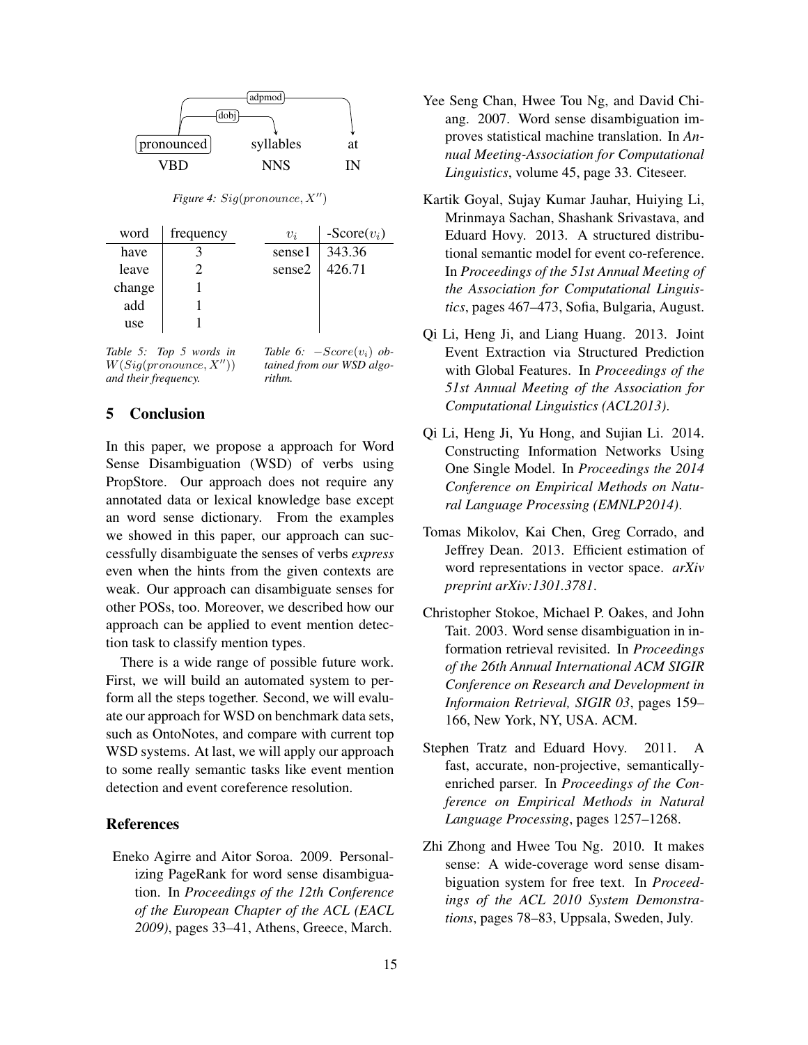adpmod

dobj

pronounced syllables at

VBD NNS IN

*Figure 4: $Sig(pronounce, X'')$*

| word | frequency |
|---|---|
| have | 3 |
| leave | 2 |
| change | 1 |
| add | 1 |
| use | 1 |

*Table 5: Top 5 words in $W(Sig(pronounce, X''))$ and their frequency.*

| $v_i$ | -Score($v_i$) |
|---|---|
| sense1 | 343.36 |
| sense2 | 426.71 |

*Table 6: $-Score(v_i)$ obtained from our WSD algorithm.*

## 5 Conclusion

In this paper, we propose a approach for Word Sense Disambiguation (WSD) of verbs using PropStore. Our approach does not require any annotated data or lexical knowledge base except an word sense dictionary. From the examples we showed in this paper, our approach can successfully disambiguate the senses of verbs *express* even when the hints from the given contexts are weak. Our approach can disambiguate senses for other POSs, too. Moreover, we described how our approach can be applied to event mention detection task to classify mention types.

There is a wide range of possible future work. First, we will build an automated system to perform all the steps together. Second, we will evaluate our approach for WSD on benchmark data sets, such as OntoNotes, and compare with current top WSD systems. At last, we will apply our approach to some really semantic tasks like event mention detection and event coreference resolution.

## References

Eneko Agirre and Aitor Soroa. 2009. Personalizing PageRank for word sense disambiguation. In *Proceedings of the 12th Conference of the European Chapter of the ACL (EACL 2009)*, pages 33–41, Athens, Greece, March.

Yee Seng Chan, Hwee Tou Ng, and David Chiang. 2007. Word sense disambiguation improves statistical machine translation. In *Annual Meeting-Association for Computational Linguistics*, volume 45, page 33. Citeseer.

Kartik Goyal, Sujay Kumar Jauhar, Huiying Li, Mrinmaya Sachan, Shashank Srivastava, and Eduard Hovy. 2013. A structured distributional semantic model for event co-reference. In *Proceedings of the 51st Annual Meeting of the Association for Computational Linguistics*, pages 467–473, Sofia, Bulgaria, August.

Qi Li, Heng Ji, and Liang Huang. 2013. Joint Event Extraction via Structured Prediction with Global Features. In *Proceedings of the 51st Annual Meeting of the Association for Computational Linguistics (ACL2013)*.

Qi Li, Heng Ji, Yu Hong, and Sujian Li. 2014. Constructing Information Networks Using One Single Model. In *Proceedings the 2014 Conference on Empirical Methods on Natural Language Processing (EMNLP2014)*.

Tomas Mikolov, Kai Chen, Greg Corrado, and Jeffrey Dean. 2013. Efficient estimation of word representations in vector space. *arXiv preprint arXiv:1301.3781*.

Christopher Stokoe, Michael P. Oakes, and John Tait. 2003. Word sense disambiguation in information retrieval revisited. In *Proceedings of the 26th Annual International ACM SIGIR Conference on Research and Development in Informaion Retrieval, SIGIR 03*, pages 159–166, New York, NY, USA. ACM.

Stephen Tratz and Eduard Hovy. 2011. A fast, accurate, non-projective, semantically-enriched parser. In *Proceedings of the Conference on Empirical Methods in Natural Language Processing*, pages 1257–1268.

Zhi Zhong and Hwee Tou Ng. 2010. It makes sense: A wide-coverage word sense disambiguation system for free text. In *Proceedings of the ACL 2010 System Demonstrations*, pages 78–83, Uppsala, Sweden, July.